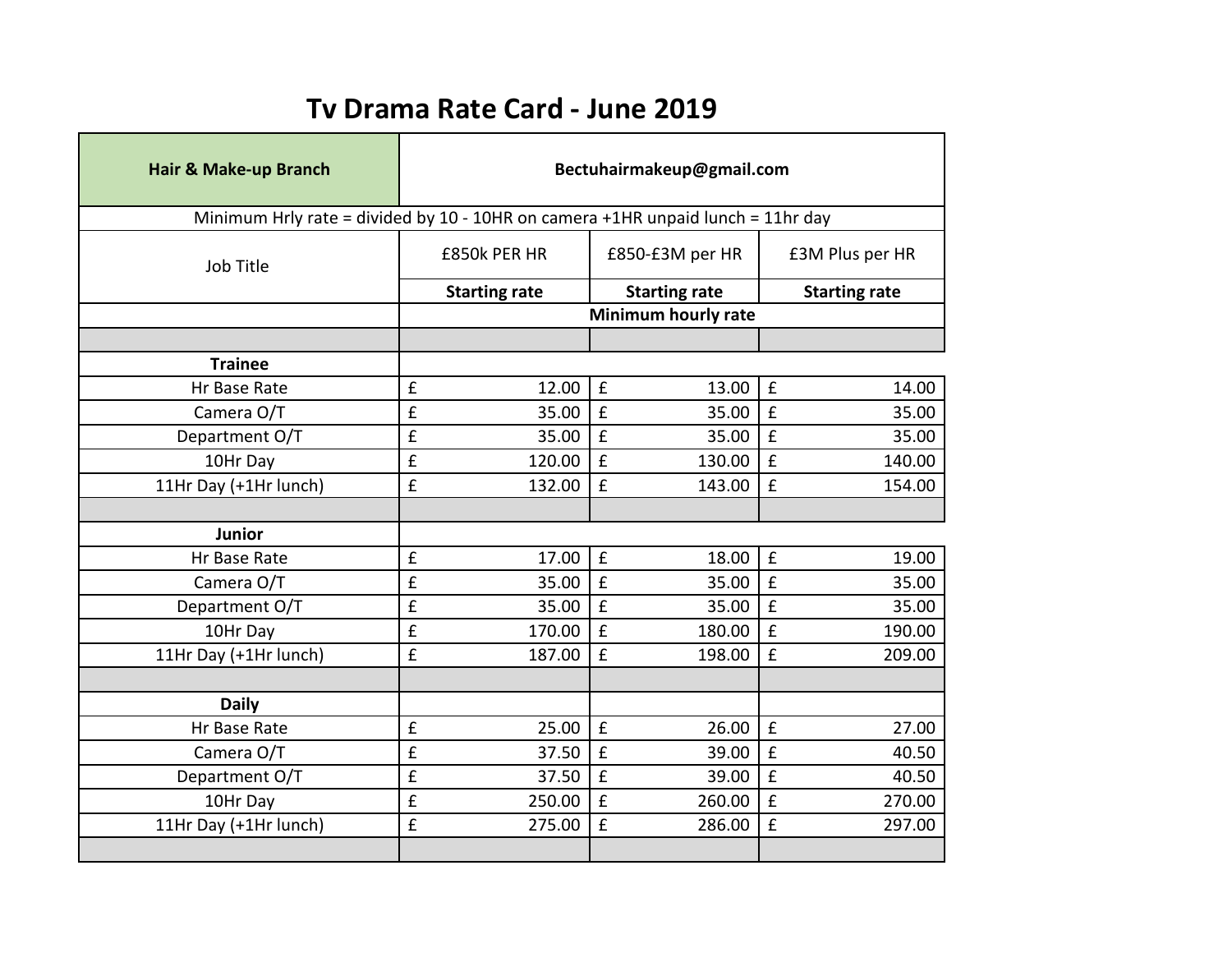# Tv Drama Rate Card - June 2019

| Hair & Make-up Branch | Bectuhairmakeup@gmail.com | | |
|---|---|---|---|
| Minimum Hrly rate = divided by 10 - 10HR on camera +1HR unpaid lunch = 11hr day | | | |
| Job Title | £850k PER HR | £850-£3M per HR | £3M Plus per HR |
| | **Starting rate** | **Starting rate** | **Starting rate** |
| | **Minimum hourly rate** | | |
| | | | |
| **Trainee** | | | |
| Hr Base Rate | £ 12.00 | £ 13.00 | £ 14.00 |
| Camera O/T | £ 35.00 | £ 35.00 | £ 35.00 |
| Department O/T | £ 35.00 | £ 35.00 | £ 35.00 |
| 10Hr Day | £ 120.00 | £ 130.00 | £ 140.00 |
| 11Hr Day (+1Hr lunch) | £ 132.00 | £ 143.00 | £ 154.00 |
| | | | |
| **Junior** | | | |
| Hr Base Rate | £ 17.00 | £ 18.00 | £ 19.00 |
| Camera O/T | £ 35.00 | £ 35.00 | £ 35.00 |
| Department O/T | £ 35.00 | £ 35.00 | £ 35.00 |
| 10Hr Day | £ 170.00 | £ 180.00 | £ 190.00 |
| 11Hr Day (+1Hr lunch) | £ 187.00 | £ 198.00 | £ 209.00 |
| | | | |
| **Daily** | | | |
| Hr Base Rate | £ 25.00 | £ 26.00 | £ 27.00 |
| Camera O/T | £ 37.50 | £ 39.00 | £ 40.50 |
| Department O/T | £ 37.50 | £ 39.00 | £ 40.50 |
| 10Hr Day | £ 250.00 | £ 260.00 | £ 270.00 |
| 11Hr Day (+1Hr lunch) | £ 275.00 | £ 286.00 | £ 297.00 |
| | | | |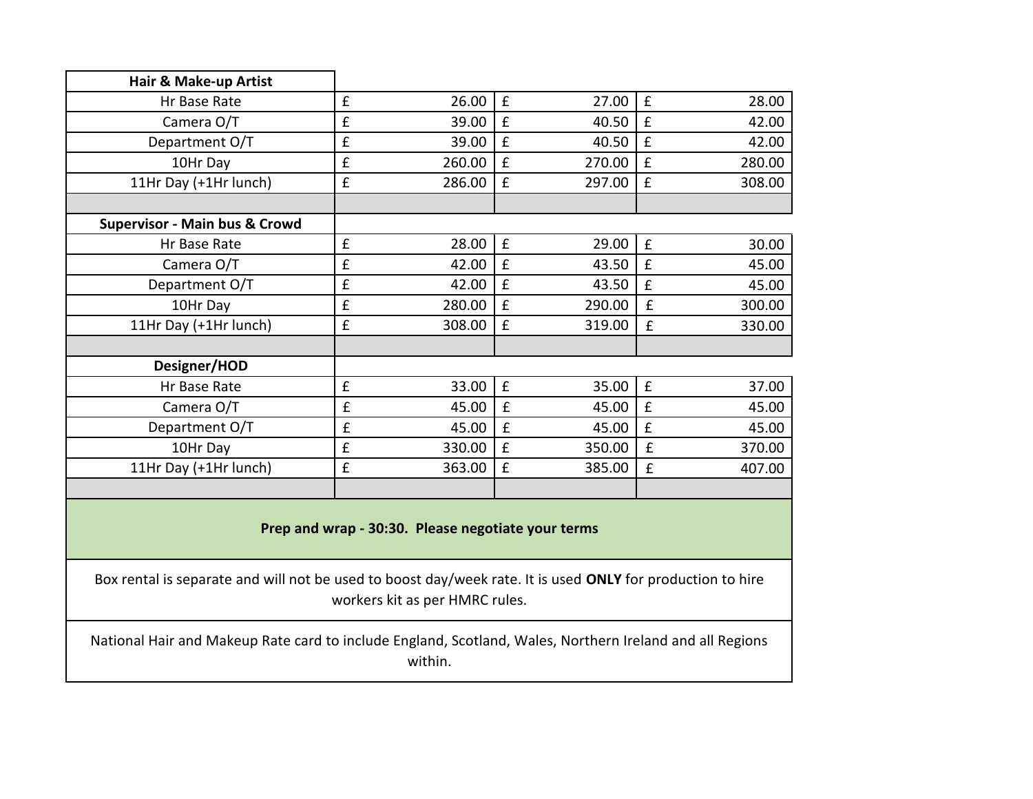| | | | |
|---|---|---|---|
| **Hair & Make-up Artist** | | | |
| Hr Base Rate | £ 26.00 | £ 27.00 | £ 28.00 |
| Camera O/T | £ 39.00 | £ 40.50 | £ 42.00 |
| Department O/T | £ 39.00 | £ 40.50 | £ 42.00 |
| 10Hr Day | £ 260.00 | £ 270.00 | £ 280.00 |
| 11Hr Day (+1Hr lunch) | £ 286.00 | £ 297.00 | £ 308.00 |
| | | | |
| **Supervisor - Main bus & Crowd** | | | |
| Hr Base Rate | £ 28.00 | £ 29.00 | £ 30.00 |
| Camera O/T | £ 42.00 | £ 43.50 | £ 45.00 |
| Department O/T | £ 42.00 | £ 43.50 | £ 45.00 |
| 10Hr Day | £ 280.00 | £ 290.00 | £ 300.00 |
| 11Hr Day (+1Hr lunch) | £ 308.00 | £ 319.00 | £ 330.00 |
| | | | |
| **Designer/HOD** | | | |
| Hr Base Rate | £ 33.00 | £ 35.00 | £ 37.00 |
| Camera O/T | £ 45.00 | £ 45.00 | £ 45.00 |
| Department O/T | £ 45.00 | £ 45.00 | £ 45.00 |
| 10Hr Day | £ 330.00 | £ 350.00 | £ 370.00 |
| 11Hr Day (+1Hr lunch) | £ 363.00 | £ 385.00 | £ 407.00 |
| | | | |

**Prep and wrap - 30:30. Please negotiate your terms**

Box rental is separate and will not be used to boost day/week rate. It is used **ONLY** for production to hire workers kit as per HMRC rules.

National Hair and Makeup Rate card to include England, Scotland, Wales, Northern Ireland and all Regions within.